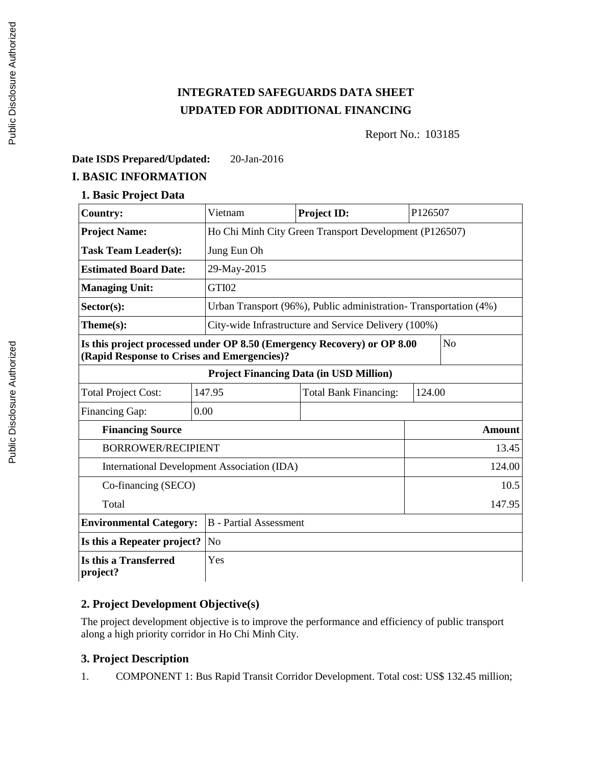# INTEGRATED SAFEGUARDS DATA SHEET
## UPDATED FOR ADDITIONAL FINANCING

Report No.: 103185

**Date ISDS Prepared/Updated:** 20-Jan-2016

## I. BASIC INFORMATION

### 1. Basic Project Data

| **Country:** | Vietnam | **Project ID:** | P126507 |
|---|---|---|---|
| **Project Name:** | Ho Chi Minh City Green Transport Development (P126507) | | |
| **Task Team Leader(s):** | Jung Eun Oh | | |
| **Estimated Board Date:** | 29-May-2015 | | |
| **Managing Unit:** | GTI02 | | |
| **Sector(s):** | Urban Transport (96%), Public administration- Transportation (4%) | | |
| **Theme(s):** | City-wide Infrastructure and Service Delivery (100%) | | |
| **Is this project processed under OP 8.50 (Emergency Recovery) or OP 8.00 (Rapid Response to Crises and Emergencies)?** | | | No |

| **Project Financing Data (in USD Million)** | | | |
|---|---|---|---|
| Total Project Cost: | 147.95 | Total Bank Financing: | 124.00 |
| Financing Gap: | 0.00 | | |

| **Financing Source** | **Amount** |
|---|---:|
| BORROWER/RECIPIENT | 13.45 |
| International Development Association (IDA) | 124.00 |
| Co-financing (SECO) | 10.5 |
| Total | 147.95 |

| | |
|---|---|
| **Environmental Category:** | B - Partial Assessment |
| **Is this a Repeater project?** | No |
| **Is this a Transferred project?** | Yes |

### 2. Project Development Objective(s)

The project development objective is to improve the performance and efficiency of public transport along a high priority corridor in Ho Chi Minh City.

### 3. Project Description

1. COMPONENT 1: Bus Rapid Transit Corridor Development. Total cost: US$ 132.45 million;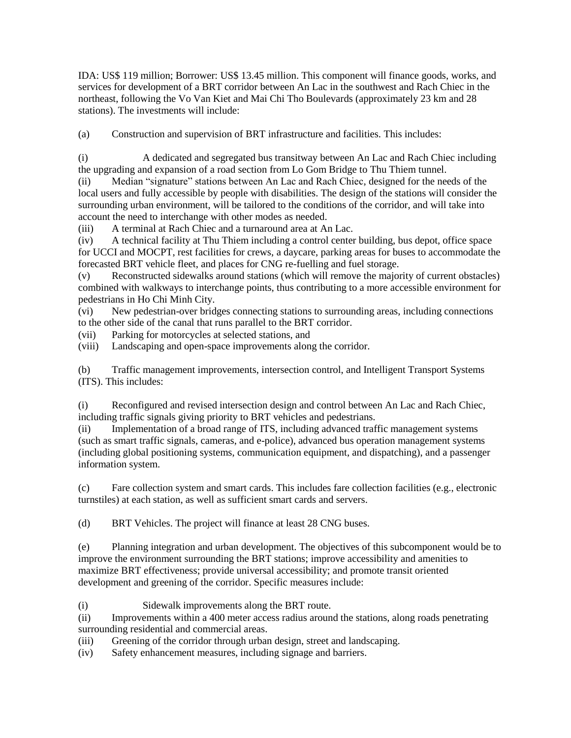IDA: US$ 119 million; Borrower: US$ 13.45 million. This component will finance goods, works, and services for development of a BRT corridor between An Lac in the southwest and Rach Chiec in the northeast, following the Vo Van Kiet and Mai Chi Tho Boulevards (approximately 23 km and 28 stations). The investments will include:

(a) Construction and supervision of BRT infrastructure and facilities. This includes:

(i) A dedicated and segregated bus transitway between An Lac and Rach Chiec including the upgrading and expansion of a road section from Lo Gom Bridge to Thu Thiem tunnel.
(ii) Median "signature" stations between An Lac and Rach Chiec, designed for the needs of the local users and fully accessible by people with disabilities. The design of the stations will consider the surrounding urban environment, will be tailored to the conditions of the corridor, and will take into account the need to interchange with other modes as needed.
(iii) A terminal at Rach Chiec and a turnaround area at An Lac.
(iv) A technical facility at Thu Thiem including a control center building, bus depot, office space for UCCI and MOCPT, rest facilities for crews, a daycare, parking areas for buses to accommodate the forecasted BRT vehicle fleet, and places for CNG re-fuelling and fuel storage.
(v) Reconstructed sidewalks around stations (which will remove the majority of current obstacles) combined with walkways to interchange points, thus contributing to a more accessible environment for pedestrians in Ho Chi Minh City.
(vi) New pedestrian-over bridges connecting stations to surrounding areas, including connections to the other side of the canal that runs parallel to the BRT corridor.
(vii) Parking for motorcycles at selected stations, and
(viii) Landscaping and open-space improvements along the corridor.

(b) Traffic management improvements, intersection control, and Intelligent Transport Systems (ITS). This includes:

(i) Reconfigured and revised intersection design and control between An Lac and Rach Chiec, including traffic signals giving priority to BRT vehicles and pedestrians.
(ii) Implementation of a broad range of ITS, including advanced traffic management systems (such as smart traffic signals, cameras, and e-police), advanced bus operation management systems (including global positioning systems, communication equipment, and dispatching), and a passenger information system.

(c) Fare collection system and smart cards. This includes fare collection facilities (e.g., electronic turnstiles) at each station, as well as sufficient smart cards and servers.

(d) BRT Vehicles. The project will finance at least 28 CNG buses.

(e) Planning integration and urban development. The objectives of this subcomponent would be to improve the environment surrounding the BRT stations; improve accessibility and amenities to maximize BRT effectiveness; provide universal accessibility; and promote transit oriented development and greening of the corridor. Specific measures include:

(i) Sidewalk improvements along the BRT route.
(ii) Improvements within a 400 meter access radius around the stations, along roads penetrating surrounding residential and commercial areas.
(iii) Greening of the corridor through urban design, street and landscaping.
(iv) Safety enhancement measures, including signage and barriers.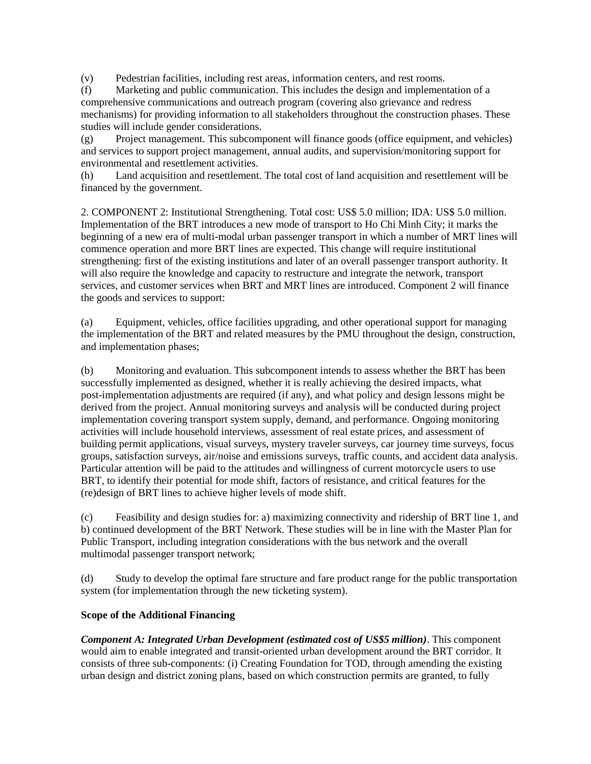(v) Pedestrian facilities, including rest areas, information centers, and rest rooms.

(f) Marketing and public communication. This includes the design and implementation of a comprehensive communications and outreach program (covering also grievance and redress mechanisms) for providing information to all stakeholders throughout the construction phases. These studies will include gender considerations.

(g) Project management. This subcomponent will finance goods (office equipment, and vehicles) and services to support project management, annual audits, and supervision/monitoring support for environmental and resettlement activities.

(h) Land acquisition and resettlement. The total cost of land acquisition and resettlement will be financed by the government.

2. COMPONENT 2: Institutional Strengthening. Total cost: US$ 5.0 million; IDA: US$ 5.0 million. Implementation of the BRT introduces a new mode of transport to Ho Chi Minh City; it marks the beginning of a new era of multi-modal urban passenger transport in which a number of MRT lines will commence operation and more BRT lines are expected. This change will require institutional strengthening: first of the existing institutions and later of an overall passenger transport authority. It will also require the knowledge and capacity to restructure and integrate the network, transport services, and customer services when BRT and MRT lines are introduced. Component 2 will finance the goods and services to support:

(a) Equipment, vehicles, office facilities upgrading, and other operational support for managing the implementation of the BRT and related measures by the PMU throughout the design, construction, and implementation phases;

(b) Monitoring and evaluation. This subcomponent intends to assess whether the BRT has been successfully implemented as designed, whether it is really achieving the desired impacts, what post-implementation adjustments are required (if any), and what policy and design lessons might be derived from the project. Annual monitoring surveys and analysis will be conducted during project implementation covering transport system supply, demand, and performance. Ongoing monitoring activities will include household interviews, assessment of real estate prices, and assessment of building permit applications, visual surveys, mystery traveler surveys, car journey time surveys, focus groups, satisfaction surveys, air/noise and emissions surveys, traffic counts, and accident data analysis. Particular attention will be paid to the attitudes and willingness of current motorcycle users to use BRT, to identify their potential for mode shift, factors of resistance, and critical features for the (re)design of BRT lines to achieve higher levels of mode shift.

(c) Feasibility and design studies for: a) maximizing connectivity and ridership of BRT line 1, and b) continued development of the BRT Network. These studies will be in line with the Master Plan for Public Transport, including integration considerations with the bus network and the overall multimodal passenger transport network;

(d) Study to develop the optimal fare structure and fare product range for the public transportation system (for implementation through the new ticketing system).

**Scope of the Additional Financing**

***Component A: Integrated Urban Development (estimated cost of US$5 million)***. This component would aim to enable integrated and transit-oriented urban development around the BRT corridor. It consists of three sub-components: (i) Creating Foundation for TOD, through amending the existing urban design and district zoning plans, based on which construction permits are granted, to fully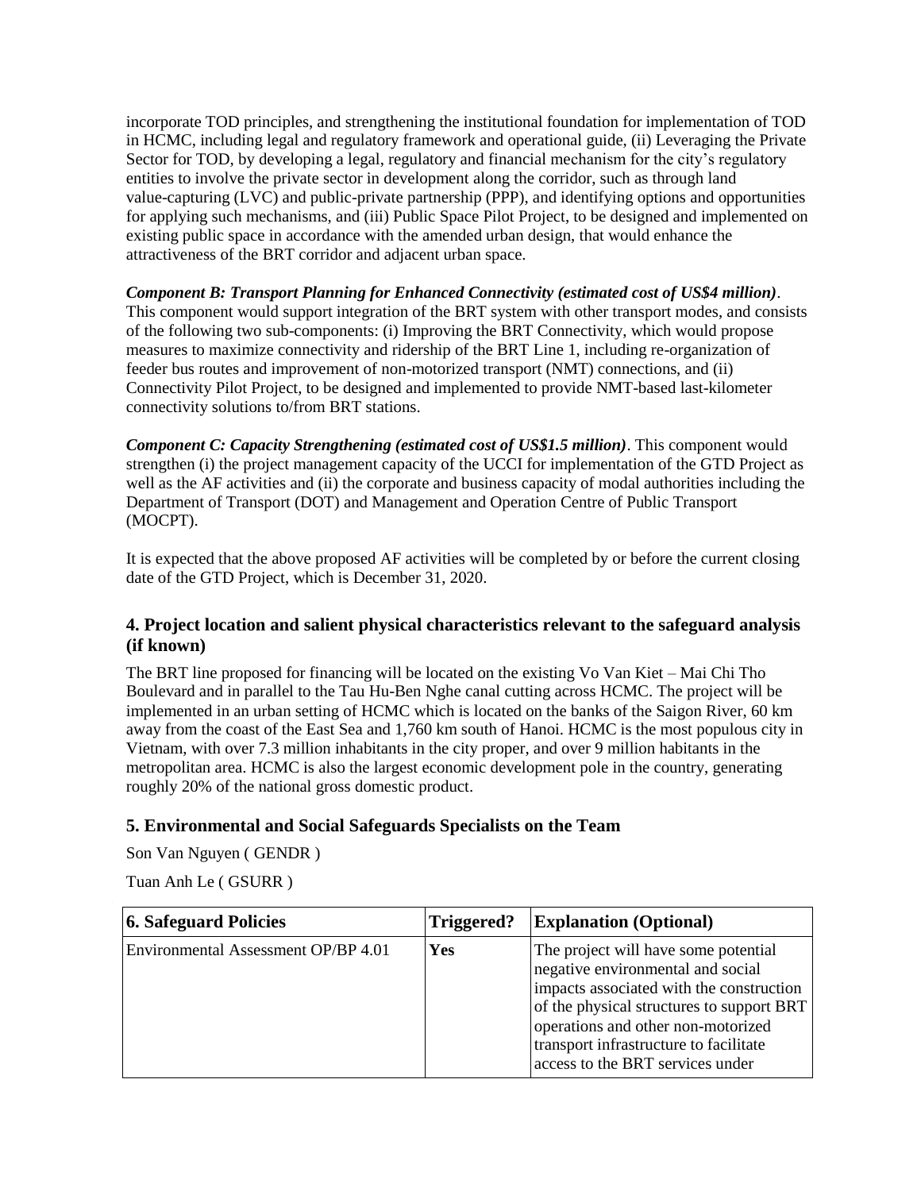incorporate TOD principles, and strengthening the institutional foundation for implementation of TOD in HCMC, including legal and regulatory framework and operational guide, (ii) Leveraging the Private Sector for TOD, by developing a legal, regulatory and financial mechanism for the city's regulatory entities to involve the private sector in development along the corridor, such as through land value-capturing (LVC) and public-private partnership (PPP), and identifying options and opportunities for applying such mechanisms, and (iii) Public Space Pilot Project, to be designed and implemented on existing public space in accordance with the amended urban design, that would enhance the attractiveness of the BRT corridor and adjacent urban space.

***Component B: Transport Planning for Enhanced Connectivity (estimated cost of US$4 million)***. This component would support integration of the BRT system with other transport modes, and consists of the following two sub-components: (i) Improving the BRT Connectivity, which would propose measures to maximize connectivity and ridership of the BRT Line 1, including re-organization of feeder bus routes and improvement of non-motorized transport (NMT) connections, and (ii) Connectivity Pilot Project, to be designed and implemented to provide NMT-based last-kilometer connectivity solutions to/from BRT stations.

***Component C: Capacity Strengthening (estimated cost of US$1.5 million)***. This component would strengthen (i) the project management capacity of the UCCI for implementation of the GTD Project as well as the AF activities and (ii) the corporate and business capacity of modal authorities including the Department of Transport (DOT) and Management and Operation Centre of Public Transport (MOCPT).

It is expected that the above proposed AF activities will be completed by or before the current closing date of the GTD Project, which is December 31, 2020.

## 4. Project location and salient physical characteristics relevant to the safeguard analysis (if known)

The BRT line proposed for financing will be located on the existing Vo Van Kiet – Mai Chi Tho Boulevard and in parallel to the Tau Hu-Ben Nghe canal cutting across HCMC. The project will be implemented in an urban setting of HCMC which is located on the banks of the Saigon River, 60 km away from the coast of the East Sea and 1,760 km south of Hanoi. HCMC is the most populous city in Vietnam, with over 7.3 million inhabitants in the city proper, and over 9 million habitants in the metropolitan area. HCMC is also the largest economic development pole in the country, generating roughly 20% of the national gross domestic product.

## 5. Environmental and Social Safeguards Specialists on the Team

Son Van Nguyen ( GENDR )

Tuan Anh Le ( GSURR )

| **6. Safeguard Policies** | **Triggered?** | **Explanation (Optional)** |
|---|---|---|
| Environmental Assessment OP/BP 4.01 | **Yes** | The project will have some potential negative environmental and social impacts associated with the construction of the physical structures to support BRT operations and other non-motorized transport infrastructure to facilitate access to the BRT services under |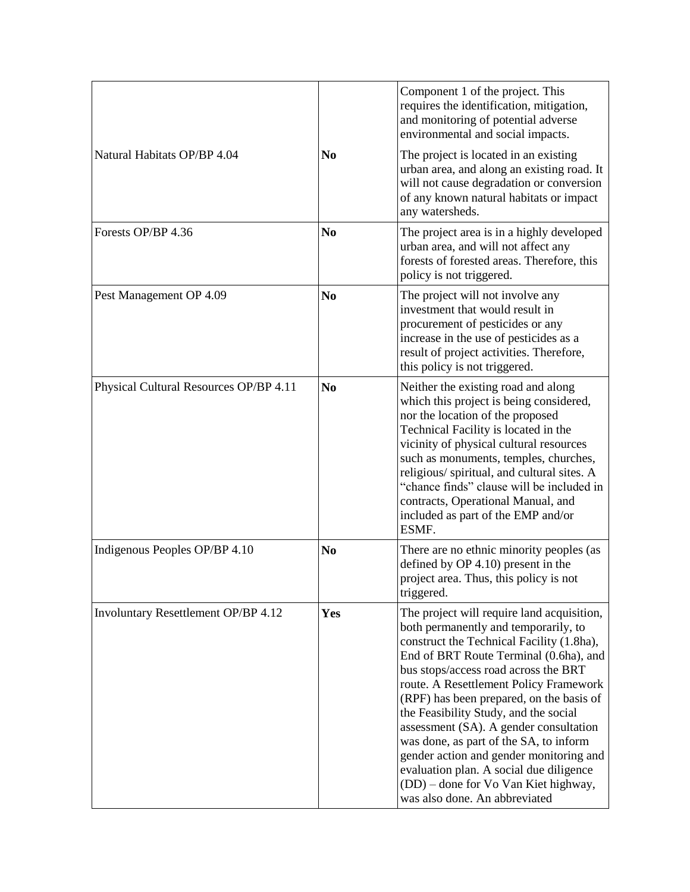| | | |
|---|---|---|
| | | Component 1 of the project. This requires the identification, mitigation, and monitoring of potential adverse environmental and social impacts. |
| Natural Habitats OP/BP 4.04 | **No** | The project is located in an existing urban area, and along an existing road. It will not cause degradation or conversion of any known natural habitats or impact any watersheds. |
| Forests OP/BP 4.36 | **No** | The project area is in a highly developed urban area, and will not affect any forests of forested areas. Therefore, this policy is not triggered. |
| Pest Management OP 4.09 | **No** | The project will not involve any investment that would result in procurement of pesticides or any increase in the use of pesticides as a result of project activities. Therefore, this policy is not triggered. |
| Physical Cultural Resources OP/BP 4.11 | **No** | Neither the existing road and along which this project is being considered, nor the location of the proposed Technical Facility is located in the vicinity of physical cultural resources such as monuments, temples, churches, religious/ spiritual, and cultural sites. A "chance finds" clause will be included in contracts, Operational Manual, and included as part of the EMP and/or ESMF. |
| Indigenous Peoples OP/BP 4.10 | **No** | There are no ethnic minority peoples (as defined by OP 4.10) present in the project area. Thus, this policy is not triggered. |
| Involuntary Resettlement OP/BP 4.12 | **Yes** | The project will require land acquisition, both permanently and temporarily, to construct the Technical Facility (1.8ha), End of BRT Route Terminal (0.6ha), and bus stops/access road across the BRT route. A Resettlement Policy Framework (RPF) has been prepared, on the basis of the Feasibility Study, and the social assessment (SA). A gender consultation was done, as part of the SA, to inform gender action and gender monitoring and evaluation plan. A social due diligence (DD) – done for Vo Van Kiet highway, was also done. An abbreviated |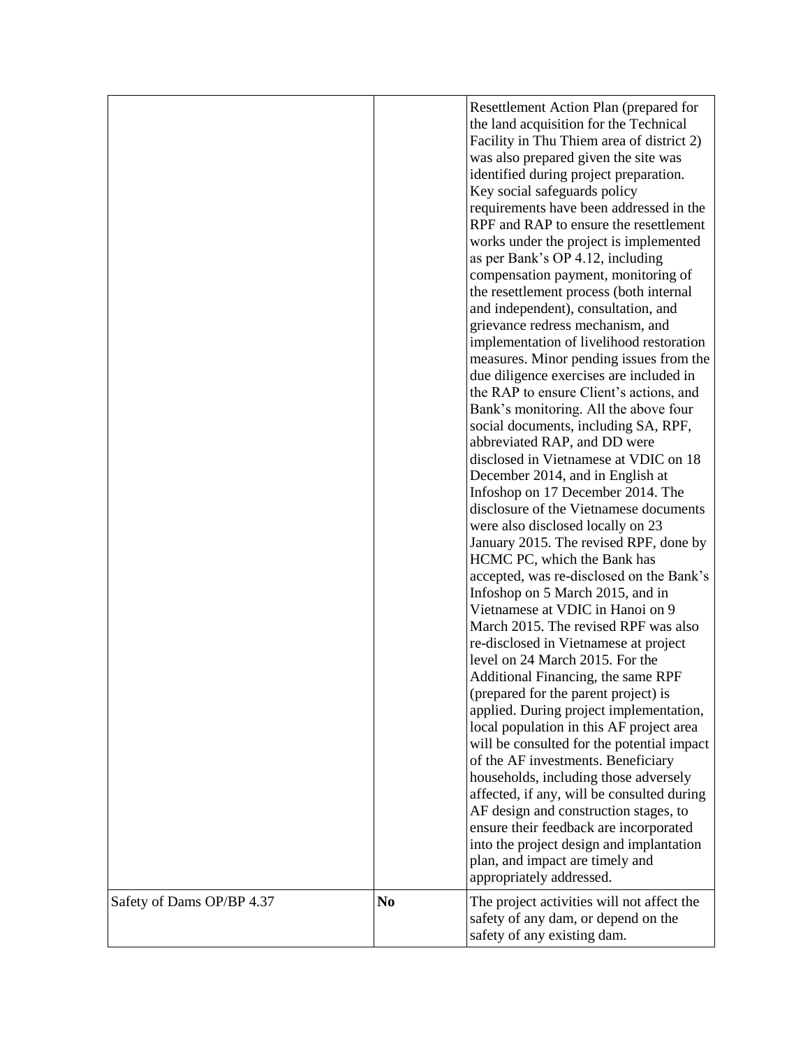| | | |
|---|---|---|
| | | Resettlement Action Plan (prepared for the land acquisition for the Technical Facility in Thu Thiem area of district 2) was also prepared given the site was identified during project preparation. Key social safeguards policy requirements have been addressed in the RPF and RAP to ensure the resettlement works under the project is implemented as per Bank's OP 4.12, including compensation payment, monitoring of the resettlement process (both internal and independent), consultation, and grievance redress mechanism, and implementation of livelihood restoration measures. Minor pending issues from the due diligence exercises are included in the RAP to ensure Client's actions, and Bank's monitoring. All the above four social documents, including SA, RPF, abbreviated RAP, and DD were disclosed in Vietnamese at VDIC on 18 December 2014, and in English at Infoshop on 17 December 2014. The disclosure of the Vietnamese documents were also disclosed locally on 23 January 2015. The revised RPF, done by HCMC PC, which the Bank has accepted, was re-disclosed on the Bank's Infoshop on 5 March 2015, and in Vietnamese at VDIC in Hanoi on 9 March 2015. The revised RPF was also re-disclosed in Vietnamese at project level on 24 March 2015. For the Additional Financing, the same RPF (prepared for the parent project) is applied. During project implementation, local population in this AF project area will be consulted for the potential impact of the AF investments. Beneficiary households, including those adversely affected, if any, will be consulted during AF design and construction stages, to ensure their feedback are incorporated into the project design and implantation plan, and impact are timely and appropriately addressed. |
| Safety of Dams OP/BP 4.37 | **No** | The project activities will not affect the safety of any dam, or depend on the safety of any existing dam. |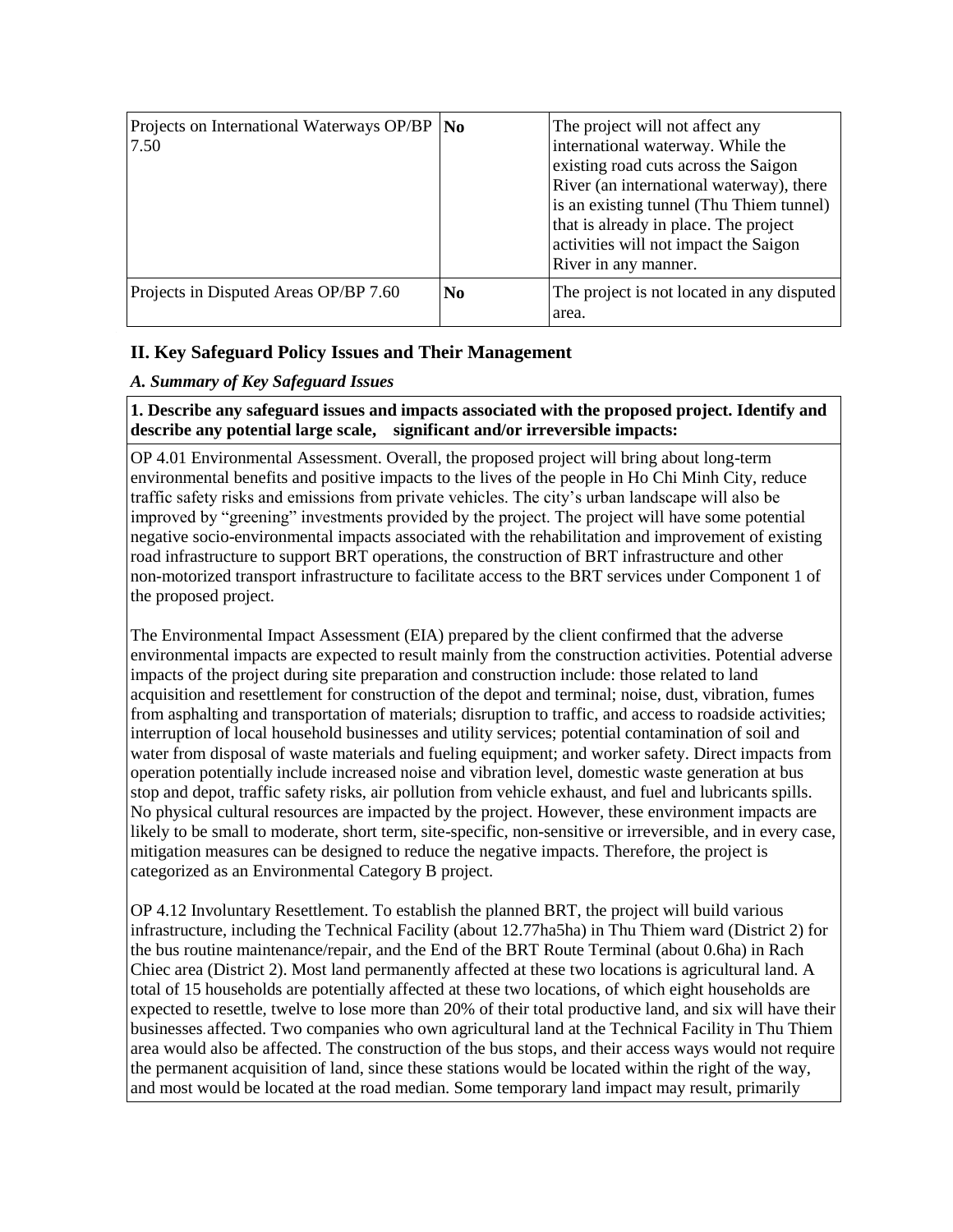| | | |
|---|---|---|
| Projects on International Waterways OP/BP 7.50 | **No** | The project will not affect any international waterway. While the existing road cuts across the Saigon River (an international waterway), there is an existing tunnel (Thu Thiem tunnel) that is already in place. The project activities will not impact the Saigon River in any manner. |
| Projects in Disputed Areas OP/BP 7.60 | **No** | The project is not located in any disputed area. |

## II. Key Safeguard Policy Issues and Their Management

### *A. Summary of Key Safeguard Issues*

**1. Describe any safeguard issues and impacts associated with the proposed project. Identify and describe any potential large scale, significant and/or irreversible impacts:**

OP 4.01 Environmental Assessment. Overall, the proposed project will bring about long-term environmental benefits and positive impacts to the lives of the people in Ho Chi Minh City, reduce traffic safety risks and emissions from private vehicles. The city's urban landscape will also be improved by "greening" investments provided by the project. The project will have some potential negative socio-environmental impacts associated with the rehabilitation and improvement of existing road infrastructure to support BRT operations, the construction of BRT infrastructure and other non-motorized transport infrastructure to facilitate access to the BRT services under Component 1 of the proposed project.

The Environmental Impact Assessment (EIA) prepared by the client confirmed that the adverse environmental impacts are expected to result mainly from the construction activities. Potential adverse impacts of the project during site preparation and construction include: those related to land acquisition and resettlement for construction of the depot and terminal; noise, dust, vibration, fumes from asphalting and transportation of materials; disruption to traffic, and access to roadside activities; interruption of local household businesses and utility services; potential contamination of soil and water from disposal of waste materials and fueling equipment; and worker safety. Direct impacts from operation potentially include increased noise and vibration level, domestic waste generation at bus stop and depot, traffic safety risks, air pollution from vehicle exhaust, and fuel and lubricants spills. No physical cultural resources are impacted by the project. However, these environment impacts are likely to be small to moderate, short term, site-specific, non-sensitive or irreversible, and in every case, mitigation measures can be designed to reduce the negative impacts. Therefore, the project is categorized as an Environmental Category B project.

OP 4.12 Involuntary Resettlement. To establish the planned BRT, the project will build various infrastructure, including the Technical Facility (about 12.77ha5ha) in Thu Thiem ward (District 2) for the bus routine maintenance/repair, and the End of the BRT Route Terminal (about 0.6ha) in Rach Chiec area (District 2). Most land permanently affected at these two locations is agricultural land. A total of 15 households are potentially affected at these two locations, of which eight households are expected to resettle, twelve to lose more than 20% of their total productive land, and six will have their businesses affected. Two companies who own agricultural land at the Technical Facility in Thu Thiem area would also be affected. The construction of the bus stops, and their access ways would not require the permanent acquisition of land, since these stations would be located within the right of the way, and most would be located at the road median. Some temporary land impact may result, primarily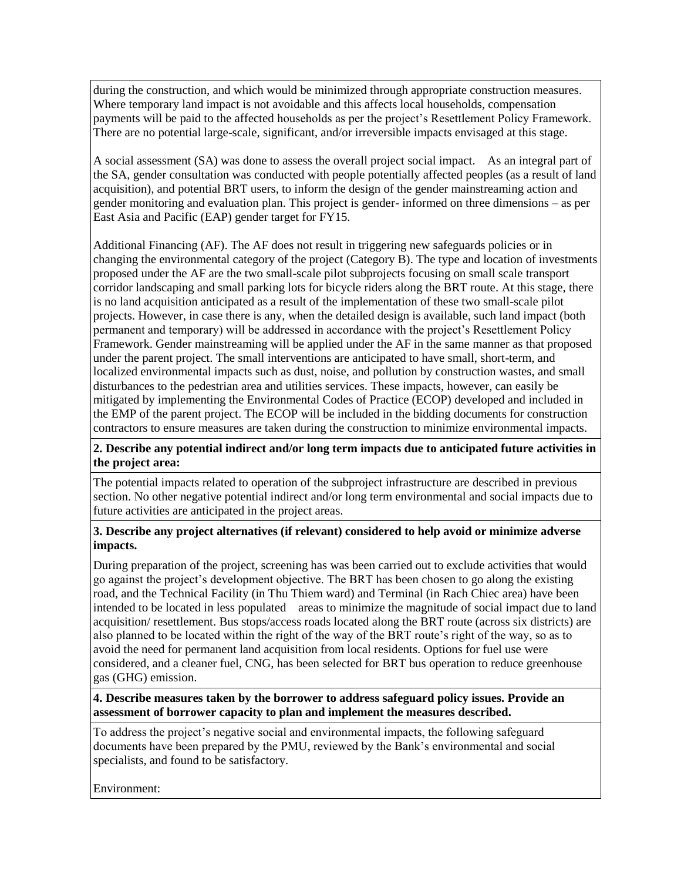during the construction, and which would be minimized through appropriate construction measures. Where temporary land impact is not avoidable and this affects local households, compensation payments will be paid to the affected households as per the project's Resettlement Policy Framework. There are no potential large-scale, significant, and/or irreversible impacts envisaged at this stage.

A social assessment (SA) was done to assess the overall project social impact. As an integral part of the SA, gender consultation was conducted with people potentially affected peoples (as a result of land acquisition), and potential BRT users, to inform the design of the gender mainstreaming action and gender monitoring and evaluation plan. This project is gender- informed on three dimensions – as per East Asia and Pacific (EAP) gender target for FY15.

Additional Financing (AF). The AF does not result in triggering new safeguards policies or in changing the environmental category of the project (Category B). The type and location of investments proposed under the AF are the two small-scale pilot subprojects focusing on small scale transport corridor landscaping and small parking lots for bicycle riders along the BRT route. At this stage, there is no land acquisition anticipated as a result of the implementation of these two small-scale pilot projects. However, in case there is any, when the detailed design is available, such land impact (both permanent and temporary) will be addressed in accordance with the project's Resettlement Policy Framework. Gender mainstreaming will be applied under the AF in the same manner as that proposed under the parent project. The small interventions are anticipated to have small, short-term, and localized environmental impacts such as dust, noise, and pollution by construction wastes, and small disturbances to the pedestrian area and utilities services. These impacts, however, can easily be mitigated by implementing the Environmental Codes of Practice (ECOP) developed and included in the EMP of the parent project. The ECOP will be included in the bidding documents for construction contractors to ensure measures are taken during the construction to minimize environmental impacts.

**2. Describe any potential indirect and/or long term impacts due to anticipated future activities in the project area:**

The potential impacts related to operation of the subproject infrastructure are described in previous section. No other negative potential indirect and/or long term environmental and social impacts due to future activities are anticipated in the project areas.

**3. Describe any project alternatives (if relevant) considered to help avoid or minimize adverse impacts.**

During preparation of the project, screening has was been carried out to exclude activities that would go against the project's development objective. The BRT has been chosen to go along the existing road, and the Technical Facility (in Thu Thiem ward) and Terminal (in Rach Chiec area) have been intended to be located in less populated areas to minimize the magnitude of social impact due to land acquisition/ resettlement. Bus stops/access roads located along the BRT route (across six districts) are also planned to be located within the right of the way of the BRT route's right of the way, so as to avoid the need for permanent land acquisition from local residents. Options for fuel use were considered, and a cleaner fuel, CNG, has been selected for BRT bus operation to reduce greenhouse gas (GHG) emission.

**4. Describe measures taken by the borrower to address safeguard policy issues. Provide an assessment of borrower capacity to plan and implement the measures described.**

To address the project's negative social and environmental impacts, the following safeguard documents have been prepared by the PMU, reviewed by the Bank's environmental and social specialists, and found to be satisfactory.

Environment: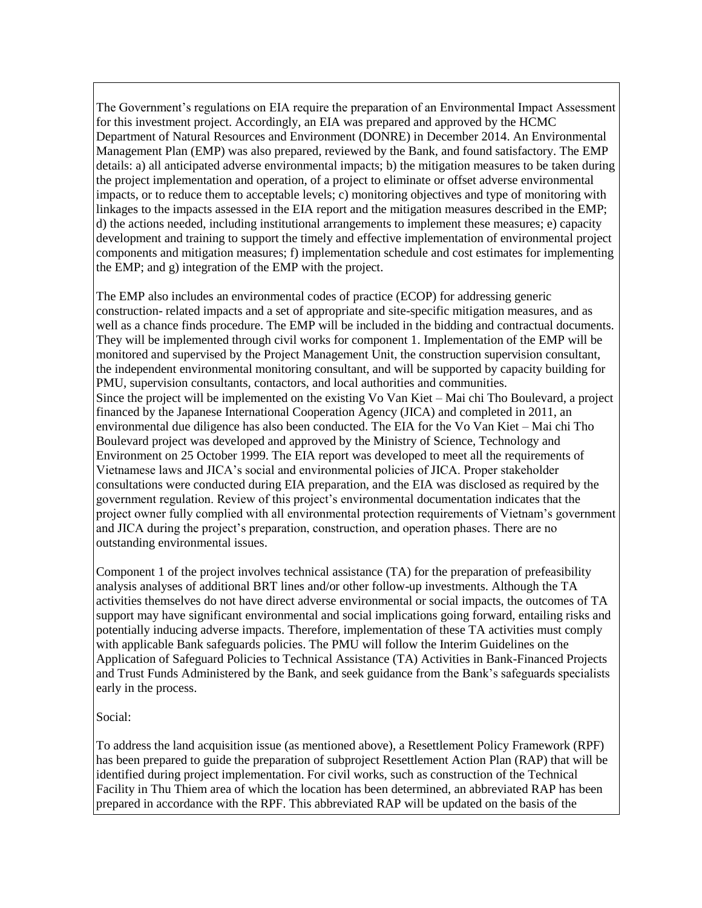The Government's regulations on EIA require the preparation of an Environmental Impact Assessment for this investment project. Accordingly, an EIA was prepared and approved by the HCMC Department of Natural Resources and Environment (DONRE) in December 2014. An Environmental Management Plan (EMP) was also prepared, reviewed by the Bank, and found satisfactory. The EMP details: a) all anticipated adverse environmental impacts; b) the mitigation measures to be taken during the project implementation and operation, of a project to eliminate or offset adverse environmental impacts, or to reduce them to acceptable levels; c) monitoring objectives and type of monitoring with linkages to the impacts assessed in the EIA report and the mitigation measures described in the EMP; d) the actions needed, including institutional arrangements to implement these measures; e) capacity development and training to support the timely and effective implementation of environmental project components and mitigation measures; f) implementation schedule and cost estimates for implementing the EMP; and g) integration of the EMP with the project.

The EMP also includes an environmental codes of practice (ECOP) for addressing generic construction- related impacts and a set of appropriate and site-specific mitigation measures, and as well as a chance finds procedure. The EMP will be included in the bidding and contractual documents. They will be implemented through civil works for component 1. Implementation of the EMP will be monitored and supervised by the Project Management Unit, the construction supervision consultant, the independent environmental monitoring consultant, and will be supported by capacity building for PMU, supervision consultants, contactors, and local authorities and communities.
Since the project will be implemented on the existing Vo Van Kiet – Mai chi Tho Boulevard, a project financed by the Japanese International Cooperation Agency (JICA) and completed in 2011, an environmental due diligence has also been conducted. The EIA for the Vo Van Kiet – Mai chi Tho Boulevard project was developed and approved by the Ministry of Science, Technology and Environment on 25 October 1999. The EIA report was developed to meet all the requirements of Vietnamese laws and JICA's social and environmental policies of JICA. Proper stakeholder consultations were conducted during EIA preparation, and the EIA was disclosed as required by the government regulation. Review of this project's environmental documentation indicates that the project owner fully complied with all environmental protection requirements of Vietnam's government and JICA during the project's preparation, construction, and operation phases. There are no outstanding environmental issues.

Component 1 of the project involves technical assistance (TA) for the preparation of prefeasibility analysis analyses of additional BRT lines and/or other follow-up investments. Although the TA activities themselves do not have direct adverse environmental or social impacts, the outcomes of TA support may have significant environmental and social implications going forward, entailing risks and potentially inducing adverse impacts. Therefore, implementation of these TA activities must comply with applicable Bank safeguards policies. The PMU will follow the Interim Guidelines on the Application of Safeguard Policies to Technical Assistance (TA) Activities in Bank-Financed Projects and Trust Funds Administered by the Bank, and seek guidance from the Bank's safeguards specialists early in the process.

Social:

To address the land acquisition issue (as mentioned above), a Resettlement Policy Framework (RPF) has been prepared to guide the preparation of subproject Resettlement Action Plan (RAP) that will be identified during project implementation. For civil works, such as construction of the Technical Facility in Thu Thiem area of which the location has been determined, an abbreviated RAP has been prepared in accordance with the RPF. This abbreviated RAP will be updated on the basis of the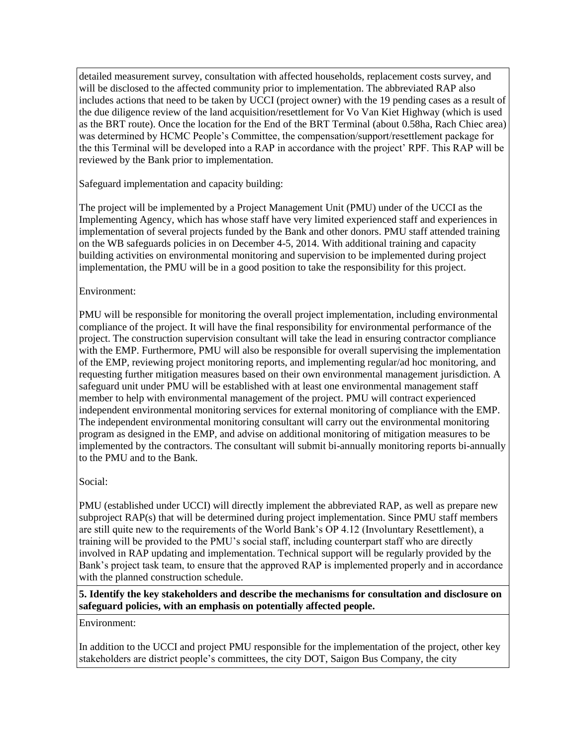detailed measurement survey, consultation with affected households, replacement costs survey, and will be disclosed to the affected community prior to implementation. The abbreviated RAP also includes actions that need to be taken by UCCI (project owner) with the 19 pending cases as a result of the due diligence review of the land acquisition/resettlement for Vo Van Kiet Highway (which is used as the BRT route). Once the location for the End of the BRT Terminal (about 0.58ha, Rach Chiec area) was determined by HCMC People's Committee, the compensation/support/resettlement package for the this Terminal will be developed into a RAP in accordance with the project' RPF. This RAP will be reviewed by the Bank prior to implementation.

Safeguard implementation and capacity building:

The project will be implemented by a Project Management Unit (PMU) under of the UCCI as the Implementing Agency, which has whose staff have very limited experienced staff and experiences in implementation of several projects funded by the Bank and other donors. PMU staff attended training on the WB safeguards policies in on December 4-5, 2014. With additional training and capacity building activities on environmental monitoring and supervision to be implemented during project implementation, the PMU will be in a good position to take the responsibility for this project.

Environment:

PMU will be responsible for monitoring the overall project implementation, including environmental compliance of the project. It will have the final responsibility for environmental performance of the project. The construction supervision consultant will take the lead in ensuring contractor compliance with the EMP. Furthermore, PMU will also be responsible for overall supervising the implementation of the EMP, reviewing project monitoring reports, and implementing regular/ad hoc monitoring, and requesting further mitigation measures based on their own environmental management jurisdiction. A safeguard unit under PMU will be established with at least one environmental management staff member to help with environmental management of the project. PMU will contract experienced independent environmental monitoring services for external monitoring of compliance with the EMP. The independent environmental monitoring consultant will carry out the environmental monitoring program as designed in the EMP, and advise on additional monitoring of mitigation measures to be implemented by the contractors. The consultant will submit bi-annually monitoring reports bi-annually to the PMU and to the Bank.

Social:

PMU (established under UCCI) will directly implement the abbreviated RAP, as well as prepare new subproject RAP(s) that will be determined during project implementation. Since PMU staff members are still quite new to the requirements of the World Bank's OP 4.12 (Involuntary Resettlement), a training will be provided to the PMU's social staff, including counterpart staff who are directly involved in RAP updating and implementation. Technical support will be regularly provided by the Bank's project task team, to ensure that the approved RAP is implemented properly and in accordance with the planned construction schedule.

**5. Identify the key stakeholders and describe the mechanisms for consultation and disclosure on safeguard policies, with an emphasis on potentially affected people.**

Environment:

In addition to the UCCI and project PMU responsible for the implementation of the project, other key stakeholders are district people's committees, the city DOT, Saigon Bus Company, the city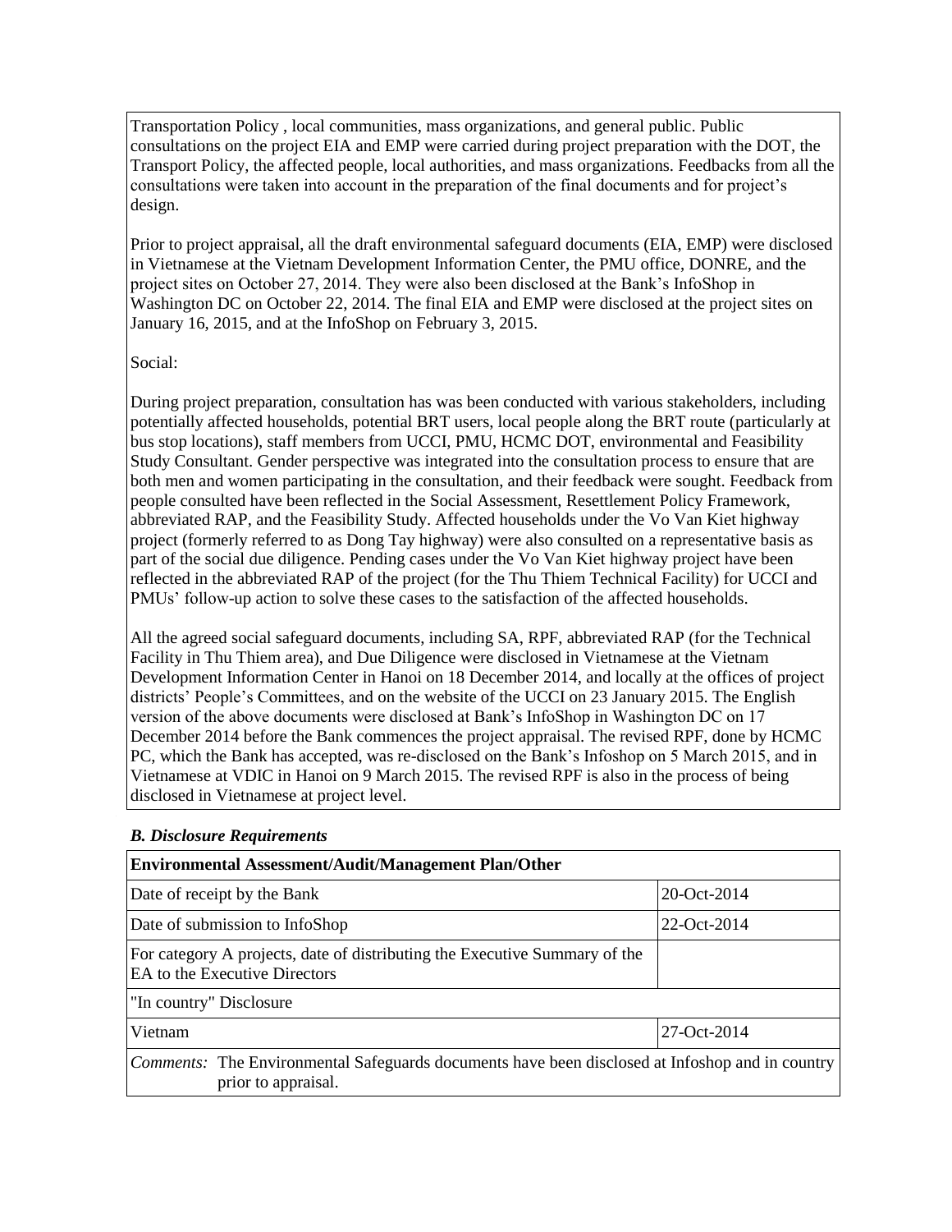Transportation Policy , local communities, mass organizations, and general public. Public consultations on the project EIA and EMP were carried during project preparation with the DOT, the Transport Policy, the affected people, local authorities, and mass organizations. Feedbacks from all the consultations were taken into account in the preparation of the final documents and for project's design.

Prior to project appraisal, all the draft environmental safeguard documents (EIA, EMP) were disclosed in Vietnamese at the Vietnam Development Information Center, the PMU office, DONRE, and the project sites on October 27, 2014. They were also been disclosed at the Bank's InfoShop in Washington DC on October 22, 2014. The final EIA and EMP were disclosed at the project sites on January 16, 2015, and at the InfoShop on February 3, 2015.

Social:

During project preparation, consultation has was been conducted with various stakeholders, including potentially affected households, potential BRT users, local people along the BRT route (particularly at bus stop locations), staff members from UCCI, PMU, HCMC DOT, environmental and Feasibility Study Consultant. Gender perspective was integrated into the consultation process to ensure that are both men and women participating in the consultation, and their feedback were sought. Feedback from people consulted have been reflected in the Social Assessment, Resettlement Policy Framework, abbreviated RAP, and the Feasibility Study. Affected households under the Vo Van Kiet highway project (formerly referred to as Dong Tay highway) were also consulted on a representative basis as part of the social due diligence. Pending cases under the Vo Van Kiet highway project have been reflected in the abbreviated RAP of the project (for the Thu Thiem Technical Facility) for UCCI and PMUs' follow-up action to solve these cases to the satisfaction of the affected households.

All the agreed social safeguard documents, including SA, RPF, abbreviated RAP (for the Technical Facility in Thu Thiem area), and Due Diligence were disclosed in Vietnamese at the Vietnam Development Information Center in Hanoi on 18 December 2014, and locally at the offices of project districts' People's Committees, and on the website of the UCCI on 23 January 2015. The English version of the above documents were disclosed at Bank's InfoShop in Washington DC on 17 December 2014 before the Bank commences the project appraisal. The revised RPF, done by HCMC PC, which the Bank has accepted, was re-disclosed on the Bank's Infoshop on 5 March 2015, and in Vietnamese at VDIC in Hanoi on 9 March 2015. The revised RPF is also in the process of being disclosed in Vietnamese at project level.

### *B. Disclosure Requirements*

| **Environmental Assessment/Audit/Management Plan/Other** | |
|---|---|
| Date of receipt by the Bank | 20-Oct-2014 |
| Date of submission to InfoShop | 22-Oct-2014 |
| For category A projects, date of distributing the Executive Summary of the EA to the Executive Directors | |
| "In country" Disclosure | |
| Vietnam | 27-Oct-2014 |
| *Comments:* The Environmental Safeguards documents have been disclosed at Infoshop and in country prior to appraisal. | |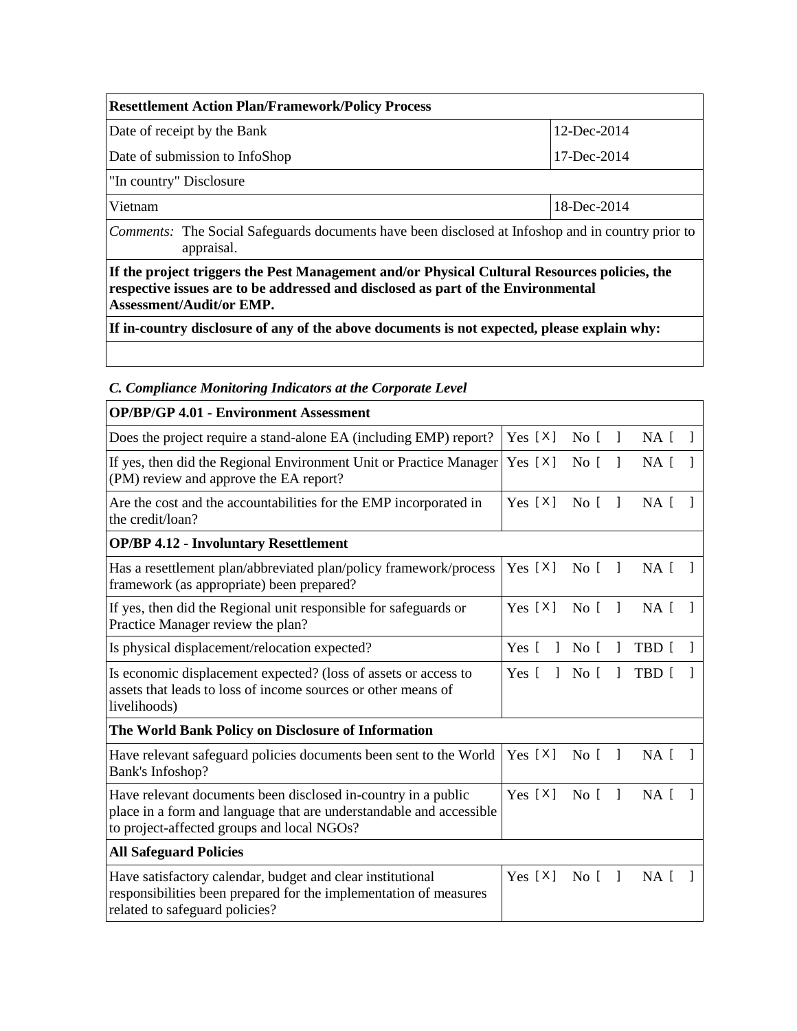| Resettlement Action Plan/Framework/Policy Process | |
|---|---|
| Date of receipt by the Bank | 12-Dec-2014 |
| Date of submission to InfoShop | 17-Dec-2014 |
| "In country" Disclosure | |
| Vietnam | 18-Dec-2014 |
| *Comments:* The Social Safeguards documents have been disclosed at Infoshop and in country prior to appraisal. | |
| **If the project triggers the Pest Management and/or Physical Cultural Resources policies, the respective issues are to be addressed and disclosed as part of the Environmental Assessment/Audit/or EMP.** | |
| **If in-country disclosure of any of the above documents is not expected, please explain why:** | |
| | |

### *C. Compliance Monitoring Indicators at the Corporate Level*

| OP/BP/GP 4.01 - Environment Assessment | |
|---|---|
| Does the project require a stand-alone EA (including EMP) report? | Yes [X] No [ ] NA [ ] |
| If yes, then did the Regional Environment Unit or Practice Manager (PM) review and approve the EA report? | Yes [X] No [ ] NA [ ] |
| Are the cost and the accountabilities for the EMP incorporated in the credit/loan? | Yes [X] No [ ] NA [ ] |
| **OP/BP 4.12 - Involuntary Resettlement** | |
| Has a resettlement plan/abbreviated plan/policy framework/process framework (as appropriate) been prepared? | Yes [X] No [ ] NA [ ] |
| If yes, then did the Regional unit responsible for safeguards or Practice Manager review the plan? | Yes [X] No [ ] NA [ ] |
| Is physical displacement/relocation expected? | Yes [ ] No [ ] TBD [ ] |
| Is economic displacement expected? (loss of assets or access to assets that leads to loss of income sources or other means of livelihoods) | Yes [ ] No [ ] TBD [ ] |
| **The World Bank Policy on Disclosure of Information** | |
| Have relevant safeguard policies documents been sent to the World Bank's Infoshop? | Yes [X] No [ ] NA [ ] |
| Have relevant documents been disclosed in-country in a public place in a form and language that are understandable and accessible to project-affected groups and local NGOs? | Yes [X] No [ ] NA [ ] |
| **All Safeguard Policies** | |
| Have satisfactory calendar, budget and clear institutional responsibilities been prepared for the implementation of measures related to safeguard policies? | Yes [X] No [ ] NA [ ] |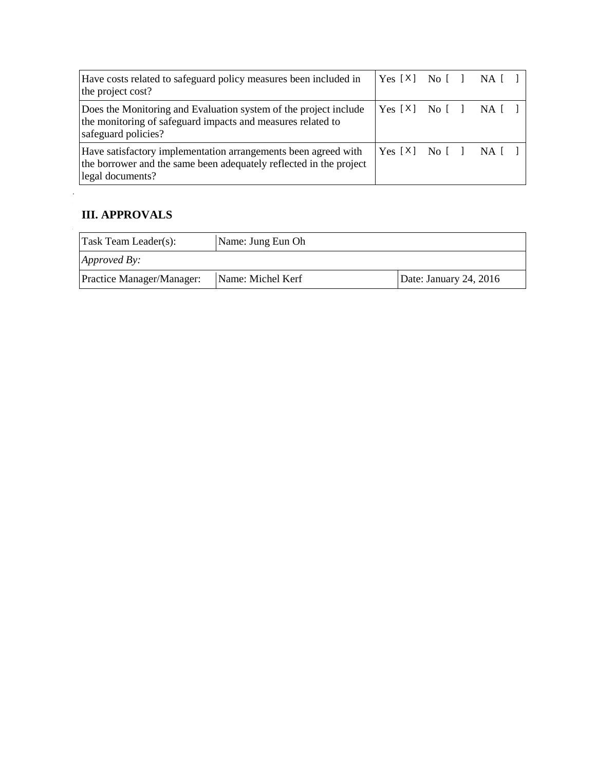| | |
|---|---|
| Have costs related to safeguard policy measures been included in the project cost? | Yes [X] No [ ] NA [ ] |
| Does the Monitoring and Evaluation system of the project include the monitoring of safeguard impacts and measures related to safeguard policies? | Yes [X] No [ ] NA [ ] |
| Have satisfactory implementation arrangements been agreed with the borrower and the same been adequately reflected in the project legal documents? | Yes [X] No [ ] NA [ ] |

## III. APPROVALS

| | | |
|---|---|---|
| Task Team Leader(s): | Name: Jung Eun Oh | |
| *Approved By:* | | |
| Practice Manager/Manager: | Name: Michel Kerf | Date: January 24, 2016 |